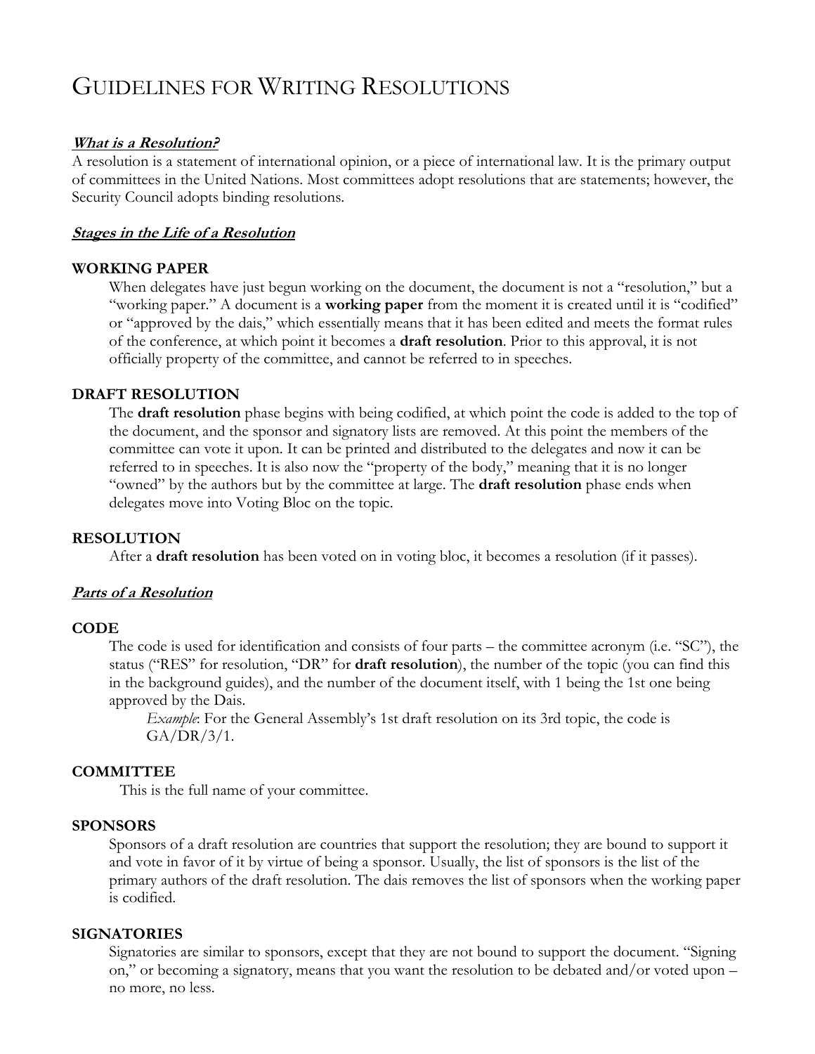# Guidelines for Writing Resolutions

***What is a Resolution?***

A resolution is a statement of international opinion, or a piece of international law. It is the primary output of committees in the United Nations. Most committees adopt resolutions that are statements; however, the Security Council adopts binding resolutions.

***Stages in the Life of a Resolution***

### WORKING PAPER

When delegates have just begun working on the document, the document is not a "resolution," but a "working paper." A document is a **working paper** from the moment it is created until it is "codified" or "approved by the dais," which essentially means that it has been edited and meets the format rules of the conference, at which point it becomes a **draft resolution**. Prior to this approval, it is not officially property of the committee, and cannot be referred to in speeches.

### DRAFT RESOLUTION

The **draft resolution** phase begins with being codified, at which point the code is added to the top of the document, and the sponsor and signatory lists are removed. At this point the members of the committee can vote it upon. It can be printed and distributed to the delegates and now it can be referred to in speeches. It is also now the "property of the body," meaning that it is no longer "owned" by the authors but by the committee at large. The **draft resolution** phase ends when delegates move into Voting Bloc on the topic.

### RESOLUTION

After a **draft resolution** has been voted on in voting bloc, it becomes a resolution (if it passes).

***Parts of a Resolution***

### CODE

The code is used for identification and consists of four parts – the committee acronym (i.e. "SC"), the status ("RES" for resolution, "DR" for **draft resolution**), the number of the topic (you can find this in the background guides), and the number of the document itself, with 1 being the 1st one being approved by the Dais.

*Example*: For the General Assembly's 1st draft resolution on its 3rd topic, the code is GA/DR/3/1.

### COMMITTEE

This is the full name of your committee.

### SPONSORS

Sponsors of a draft resolution are countries that support the resolution; they are bound to support it and vote in favor of it by virtue of being a sponsor. Usually, the list of sponsors is the list of the primary authors of the draft resolution. The dais removes the list of sponsors when the working paper is codified.

### SIGNATORIES

Signatories are similar to sponsors, except that they are not bound to support the document. "Signing on," or becoming a signatory, means that you want the resolution to be debated and/or voted upon – no more, no less.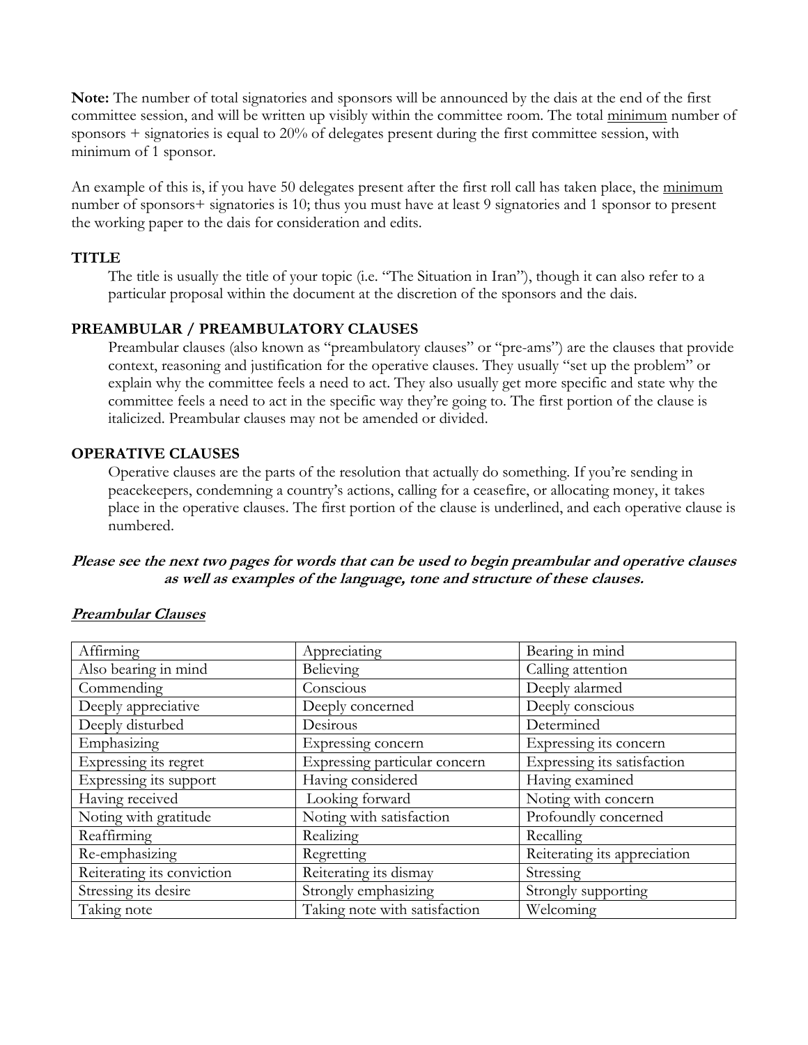**Note:** The number of total signatories and sponsors will be announced by the dais at the end of the first committee session, and will be written up visibly within the committee room. The total <u>minimum</u> number of sponsors + signatories is equal to 20% of delegates present during the first committee session, with minimum of 1 sponsor.

An example of this is, if you have 50 delegates present after the first roll call has taken place, the <u>minimum</u> number of sponsors+ signatories is 10; thus you must have at least 9 signatories and 1 sponsor to present the working paper to the dais for consideration and edits.

**TITLE**

The title is usually the title of your topic (i.e. "The Situation in Iran"), though it can also refer to a particular proposal within the document at the discretion of the sponsors and the dais.

**PREAMBULAR / PREAMBULATORY CLAUSES**

Preambular clauses (also known as "preambulatory clauses" or "pre-ams") are the clauses that provide context, reasoning and justification for the operative clauses. They usually "set up the problem" or explain why the committee feels a need to act. They also usually get more specific and state why the committee feels a need to act in the specific way they're going to. The first portion of the clause is italicized. Preambular clauses may not be amended or divided.

**OPERATIVE CLAUSES**

Operative clauses are the parts of the resolution that actually do something. If you're sending in peacekeepers, condemning a country's actions, calling for a ceasefire, or allocating money, it takes place in the operative clauses. The first portion of the clause is underlined, and each operative clause is numbered.

***Please see the next two pages for words that can be used to begin preambular and operative clauses as well as examples of the language, tone and structure of these clauses.***

***<u>Preambular Clauses</u>***

| | | |
|---|---|---|
| Affirming | Appreciating | Bearing in mind |
| Also bearing in mind | Believing | Calling attention |
| Commending | Conscious | Deeply alarmed |
| Deeply appreciative | Deeply concerned | Deeply conscious |
| Deeply disturbed | Desirous | Determined |
| Emphasizing | Expressing concern | Expressing its concern |
| Expressing its regret | Expressing particular concern | Expressing its satisfaction |
| Expressing its support | Having considered | Having examined |
| Having received | Looking forward | Noting with concern |
| Noting with gratitude | Noting with satisfaction | Profoundly concerned |
| Reaffirming | Realizing | Recalling |
| Re-emphasizing | Regretting | Reiterating its appreciation |
| Reiterating its conviction | Reiterating its dismay | Stressing |
| Stressing its desire | Strongly emphasizing | Strongly supporting |
| Taking note | Taking note with satisfaction | Welcoming |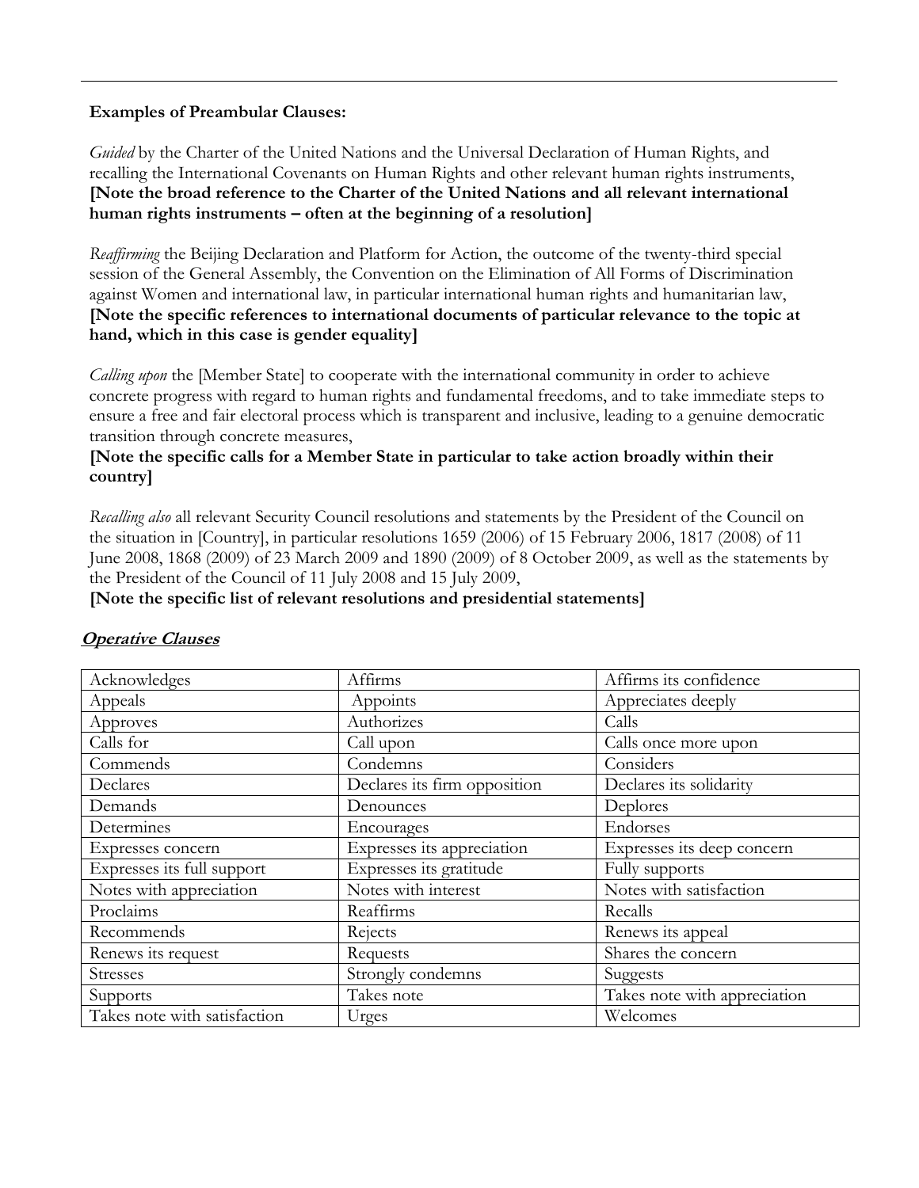**Examples of Preambular Clauses:**

*Guided* by the Charter of the United Nations and the Universal Declaration of Human Rights, and recalling the International Covenants on Human Rights and other relevant human rights instruments,
**[Note the broad reference to the Charter of the United Nations and all relevant international human rights instruments – often at the beginning of a resolution]**

*Reaffirming* the Beijing Declaration and Platform for Action, the outcome of the twenty-third special session of the General Assembly, the Convention on the Elimination of All Forms of Discrimination against Women and international law, in particular international human rights and humanitarian law,
**[Note the specific references to international documents of particular relevance to the topic at hand, which in this case is gender equality]**

*Calling upon* the [Member State] to cooperate with the international community in order to achieve concrete progress with regard to human rights and fundamental freedoms, and to take immediate steps to ensure a free and fair electoral process which is transparent and inclusive, leading to a genuine democratic transition through concrete measures,
**[Note the specific calls for a Member State in particular to take action broadly within their country]**

*Recalling also* all relevant Security Council resolutions and statements by the President of the Council on the situation in [Country], in particular resolutions 1659 (2006) of 15 February 2006, 1817 (2008) of 11 June 2008, 1868 (2009) of 23 March 2009 and 1890 (2009) of 8 October 2009, as well as the statements by the President of the Council of 11 July 2008 and 15 July 2009,
**[Note the specific list of relevant resolutions and presidential statements]**

***Operative Clauses***

| | | |
|---|---|---|
| Acknowledges | Affirms | Affirms its confidence |
| Appeals | Appoints | Appreciates deeply |
| Approves | Authorizes | Calls |
| Calls for | Call upon | Calls once more upon |
| Commends | Condemns | Considers |
| Declares | Declares its firm opposition | Declares its solidarity |
| Demands | Denounces | Deplores |
| Determines | Encourages | Endorses |
| Expresses concern | Expresses its appreciation | Expresses its deep concern |
| Expresses its full support | Expresses its gratitude | Fully supports |
| Notes with appreciation | Notes with interest | Notes with satisfaction |
| Proclaims | Reaffirms | Recalls |
| Recommends | Rejects | Renews its appeal |
| Renews its request | Requests | Shares the concern |
| Stresses | Strongly condemns | Suggests |
| Supports | Takes note | Takes note with appreciation |
| Takes note with satisfaction | Urges | Welcomes |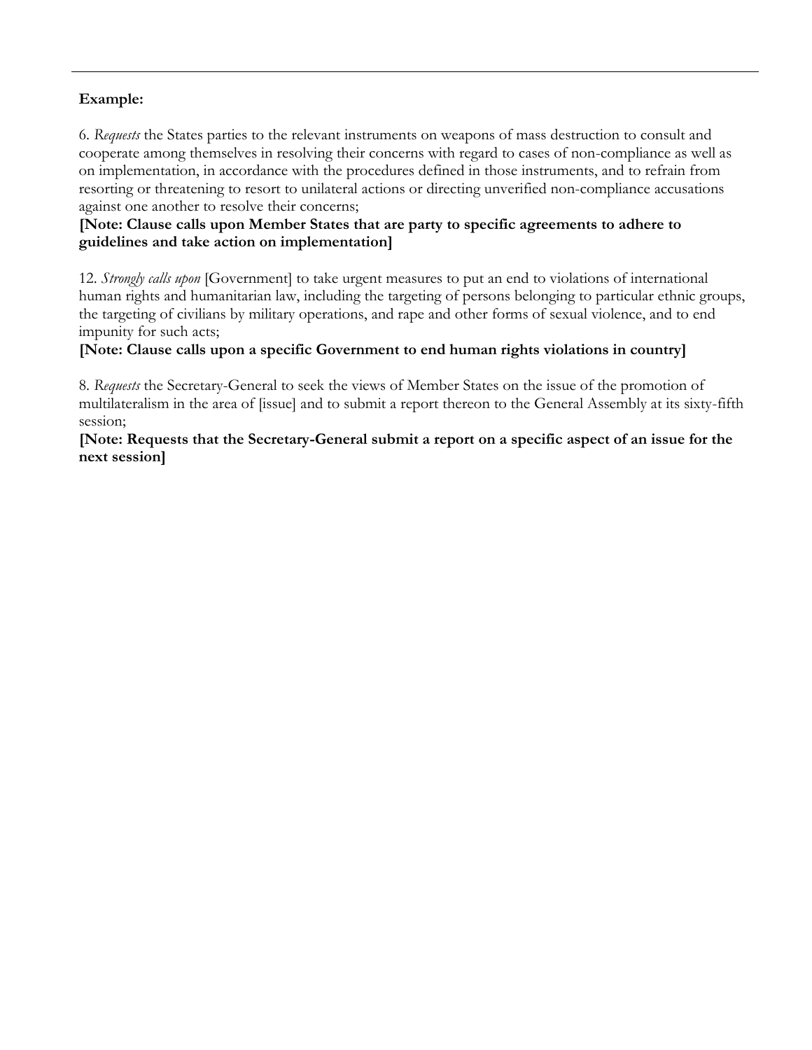**Example:**

6. *Requests* the States parties to the relevant instruments on weapons of mass destruction to consult and cooperate among themselves in resolving their concerns with regard to cases of non-compliance as well as on implementation, in accordance with the procedures defined in those instruments, and to refrain from resorting or threatening to resort to unilateral actions or directing unverified non-compliance accusations against one another to resolve their concerns;

**[Note: Clause calls upon Member States that are party to specific agreements to adhere to guidelines and take action on implementation]**

12. *Strongly calls upon* [Government] to take urgent measures to put an end to violations of international human rights and humanitarian law, including the targeting of persons belonging to particular ethnic groups, the targeting of civilians by military operations, and rape and other forms of sexual violence, and to end impunity for such acts;

**[Note: Clause calls upon a specific Government to end human rights violations in country]**

8. *Requests* the Secretary-General to seek the views of Member States on the issue of the promotion of multilateralism in the area of [issue] and to submit a report thereon to the General Assembly at its sixty-fifth session;

**[Note: Requests that the Secretary-General submit a report on a specific aspect of an issue for the next session]**